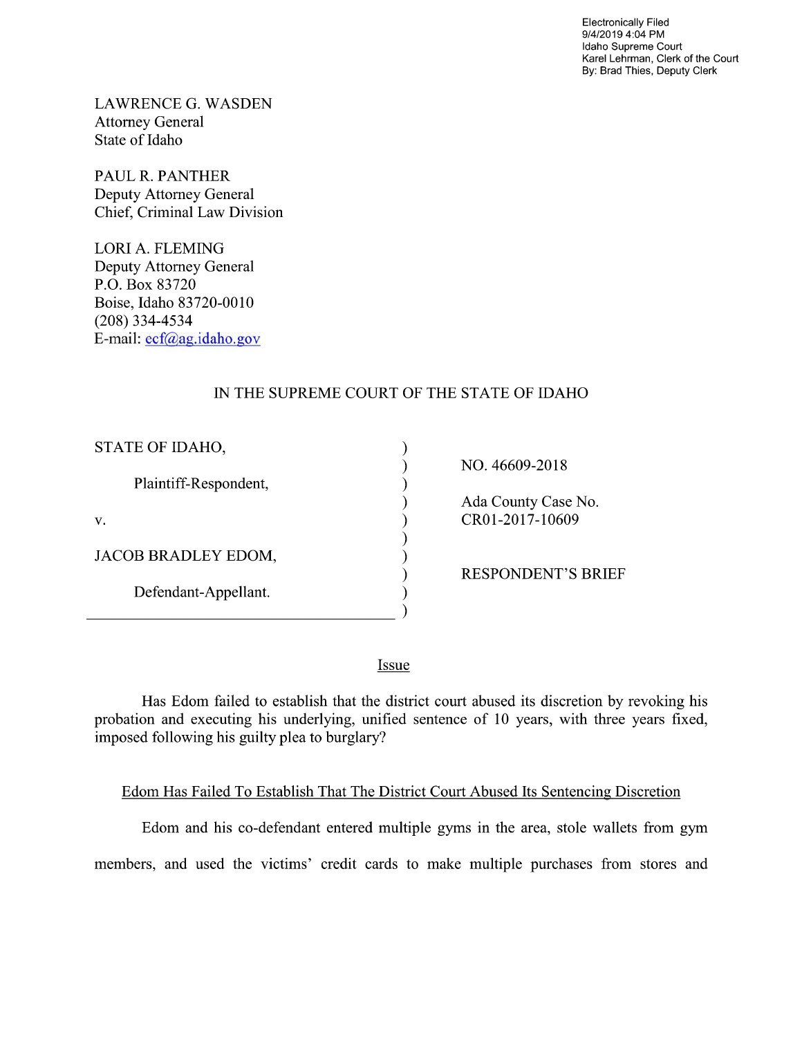Electronically Filed
9/4/2019 4:04 PM
Idaho Supreme Court
Karel Lehrman, Clerk of the Court
By: Brad Thies, Deputy Clerk

LAWRENCE G. WASDEN
Attorney General
State of Idaho

PAUL R. PANTHER
Deputy Attorney General
Chief, Criminal Law Division

LORI A. FLEMING
Deputy Attorney General
P.O. Box 83720
Boise, Idaho 83720-0010
(208) 334-4534
E-mail: ecf@ag.idaho.gov

IN THE SUPREME COURT OF THE STATE OF IDAHO

| | |
|---|---|
| STATE OF IDAHO,<br><br>Plaintiff-Respondent,<br><br>v.<br><br>JACOB BRADLEY EDOM,<br><br>Defendant-Appellant. | NO. 46609-2018<br><br>Ada County Case No. CR01-2017-10609<br><br>RESPONDENT'S BRIEF |

## Issue

Has Edom failed to establish that the district court abused its discretion by revoking his probation and executing his underlying, unified sentence of 10 years, with three years fixed, imposed following his guilty plea to burglary?

## Edom Has Failed To Establish That The District Court Abused Its Sentencing Discretion

Edom and his co-defendant entered multiple gyms in the area, stole wallets from gym members, and used the victims' credit cards to make multiple purchases from stores and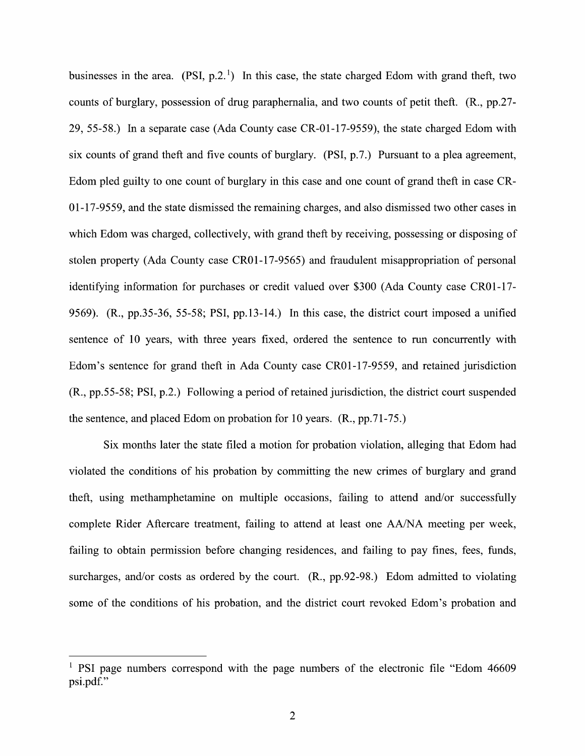businesses in the area. (PSI, p.2.[1]) In this case, the state charged Edom with grand theft, two counts of burglary, possession of drug paraphernalia, and two counts of petit theft. (R., pp.27-29, 55-58.) In a separate case (Ada County case CR-01-17-9559), the state charged Edom with six counts of grand theft and five counts of burglary. (PSI, p.7.) Pursuant to a plea agreement, Edom pled guilty to one count of burglary in this case and one count of grand theft in case CR-01-17-9559, and the state dismissed the remaining charges, and also dismissed two other cases in which Edom was charged, collectively, with grand theft by receiving, possessing or disposing of stolen property (Ada County case CR01-17-9565) and fraudulent misappropriation of personal identifying information for purchases or credit valued over $300 (Ada County case CR01-17-9569). (R., pp.35-36, 55-58; PSI, pp.13-14.) In this case, the district court imposed a unified sentence of 10 years, with three years fixed, ordered the sentence to run concurrently with Edom's sentence for grand theft in Ada County case CR01-17-9559, and retained jurisdiction (R., pp.55-58; PSI, p.2.) Following a period of retained jurisdiction, the district court suspended the sentence, and placed Edom on probation for 10 years. (R., pp.71-75.)

Six months later the state filed a motion for probation violation, alleging that Edom had violated the conditions of his probation by committing the new crimes of burglary and grand theft, using methamphetamine on multiple occasions, failing to attend and/or successfully complete Rider Aftercare treatment, failing to attend at least one AA/NA meeting per week, failing to obtain permission before changing residences, and failing to pay fines, fees, funds, surcharges, and/or costs as ordered by the court. (R., pp.92-98.) Edom admitted to violating some of the conditions of his probation, and the district court revoked Edom's probation and

---

[1] PSI page numbers correspond with the page numbers of the electronic file "Edom 46609 psi.pdf."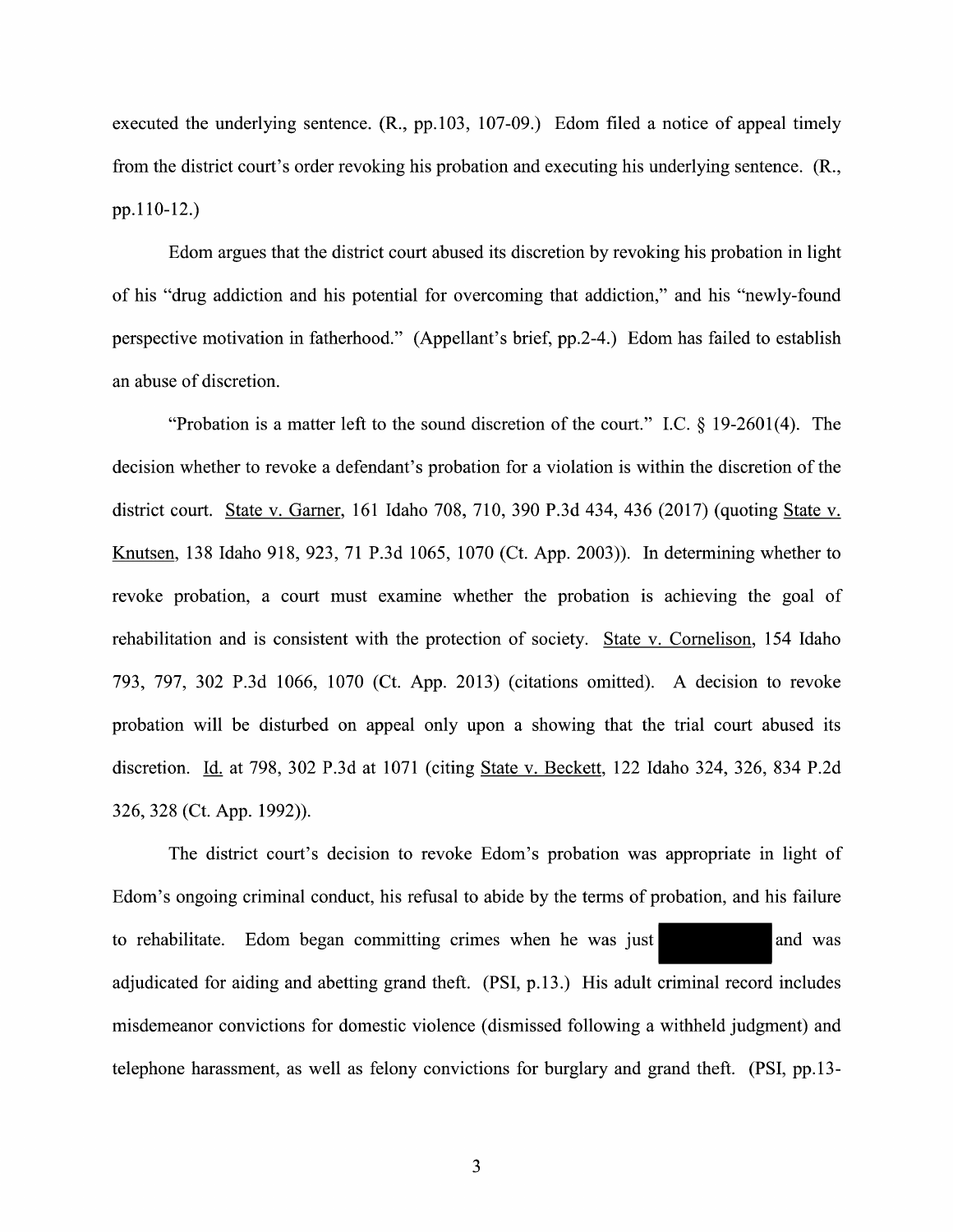executed the underlying sentence. (R., pp.103, 107-09.) Edom filed a notice of appeal timely from the district court's order revoking his probation and executing his underlying sentence. (R., pp.110-12.)

Edom argues that the district court abused its discretion by revoking his probation in light of his "drug addiction and his potential for overcoming that addiction," and his "newly-found perspective motivation in fatherhood." (Appellant's brief, pp.2-4.) Edom has failed to establish an abuse of discretion.

"Probation is a matter left to the sound discretion of the court." I.C. § 19-2601(4). The decision whether to revoke a defendant's probation for a violation is within the discretion of the district court. State v. Garner, 161 Idaho 708, 710, 390 P.3d 434, 436 (2017) (quoting State v. Knutsen, 138 Idaho 918, 923, 71 P.3d 1065, 1070 (Ct. App. 2003)). In determining whether to revoke probation, a court must examine whether the probation is achieving the goal of rehabilitation and is consistent with the protection of society. State v. Cornelison, 154 Idaho 793, 797, 302 P.3d 1066, 1070 (Ct. App. 2013) (citations omitted). A decision to revoke probation will be disturbed on appeal only upon a showing that the trial court abused its discretion. Id. at 798, 302 P.3d at 1071 (citing State v. Beckett, 122 Idaho 324, 326, 834 P.2d 326, 328 (Ct. App. 1992)).

The district court's decision to revoke Edom's probation was appropriate in light of Edom's ongoing criminal conduct, his refusal to abide by the terms of probation, and his failure to rehabilitate. Edom began committing crimes when he was just [REDACTED] and was adjudicated for aiding and abetting grand theft. (PSI, p.13.) His adult criminal record includes misdemeanor convictions for domestic violence (dismissed following a withheld judgment) and telephone harassment, as well as felony convictions for burglary and grand theft. (PSI, pp.13-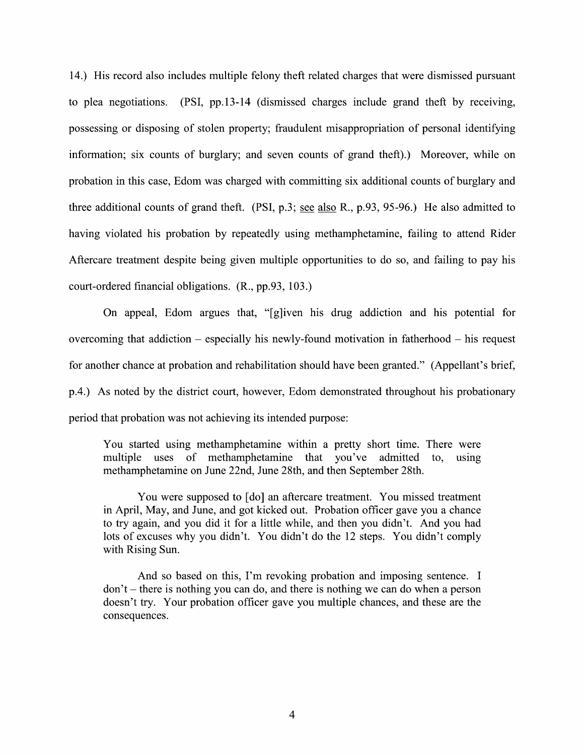14.) His record also includes multiple felony theft related charges that were dismissed pursuant to plea negotiations. (PSI, pp.13-14 (dismissed charges include grand theft by receiving, possessing or disposing of stolen property; fraudulent misappropriation of personal identifying information; six counts of burglary; and seven counts of grand theft).) Moreover, while on probation in this case, Edom was charged with committing six additional counts of burglary and three additional counts of grand theft. (PSI, p.3; see also R., p.93, 95-96.) He also admitted to having violated his probation by repeatedly using methamphetamine, failing to attend Rider Aftercare treatment despite being given multiple opportunities to do so, and failing to pay his court-ordered financial obligations. (R., pp.93, 103.)

On appeal, Edom argues that, "[g]iven his drug addiction and his potential for overcoming that addiction – especially his newly-found motivation in fatherhood – his request for another chance at probation and rehabilitation should have been granted." (Appellant's brief, p.4.) As noted by the district court, however, Edom demonstrated throughout his probationary period that probation was not achieving its intended purpose:

> You started using methamphetamine within a pretty short time. There were multiple uses of methamphetamine that you've admitted to, using methamphetamine on June 22nd, June 28th, and then September 28th.
>
> You were supposed to [do] an aftercare treatment. You missed treatment in April, May, and June, and got kicked out. Probation officer gave you a chance to try again, and you did it for a little while, and then you didn't. And you had lots of excuses why you didn't. You didn't do the 12 steps. You didn't comply with Rising Sun.
>
> And so based on this, I'm revoking probation and imposing sentence. I don't – there is nothing you can do, and there is nothing we can do when a person doesn't try. Your probation officer gave you multiple chances, and these are the consequences.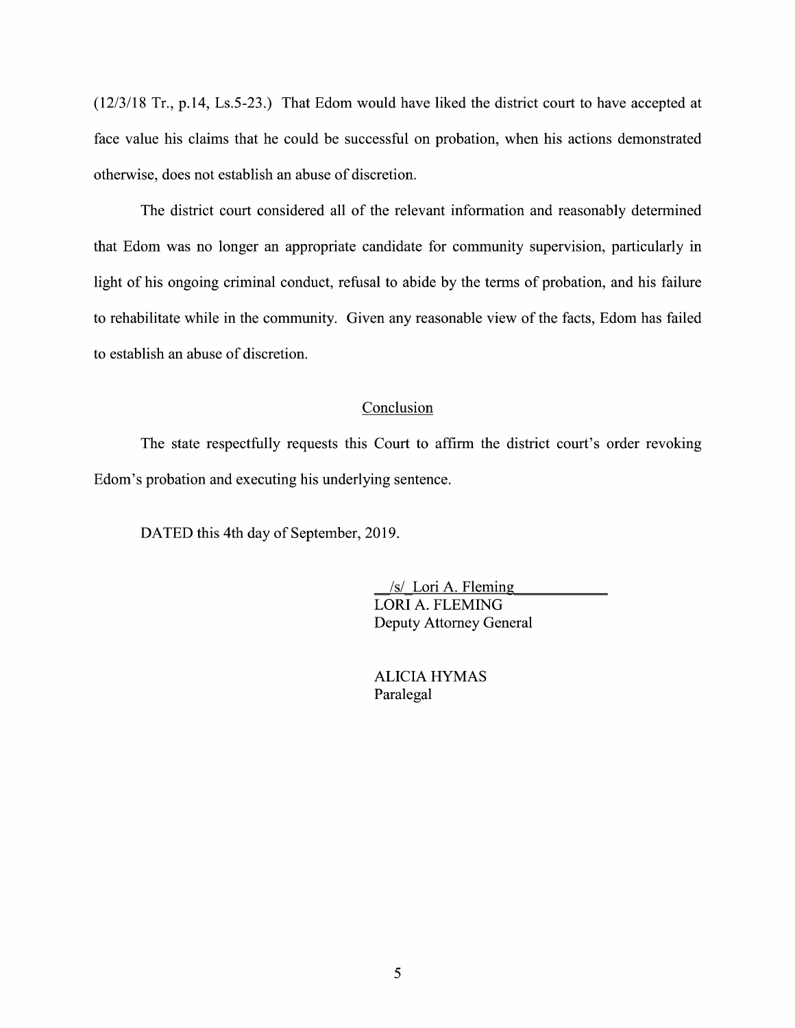(12/3/18 Tr., p.14, Ls.5-23.) That Edom would have liked the district court to have accepted at face value his claims that he could be successful on probation, when his actions demonstrated otherwise, does not establish an abuse of discretion.

The district court considered all of the relevant information and reasonably determined that Edom was no longer an appropriate candidate for community supervision, particularly in light of his ongoing criminal conduct, refusal to abide by the terms of probation, and his failure to rehabilitate while in the community. Given any reasonable view of the facts, Edom has failed to establish an abuse of discretion.

## Conclusion

The state respectfully requests this Court to affirm the district court's order revoking Edom's probation and executing his underlying sentence.

DATED this 4th day of September, 2019.

/s/ Lori A. Fleming
LORI A. FLEMING
Deputy Attorney General

ALICIA HYMAS
Paralegal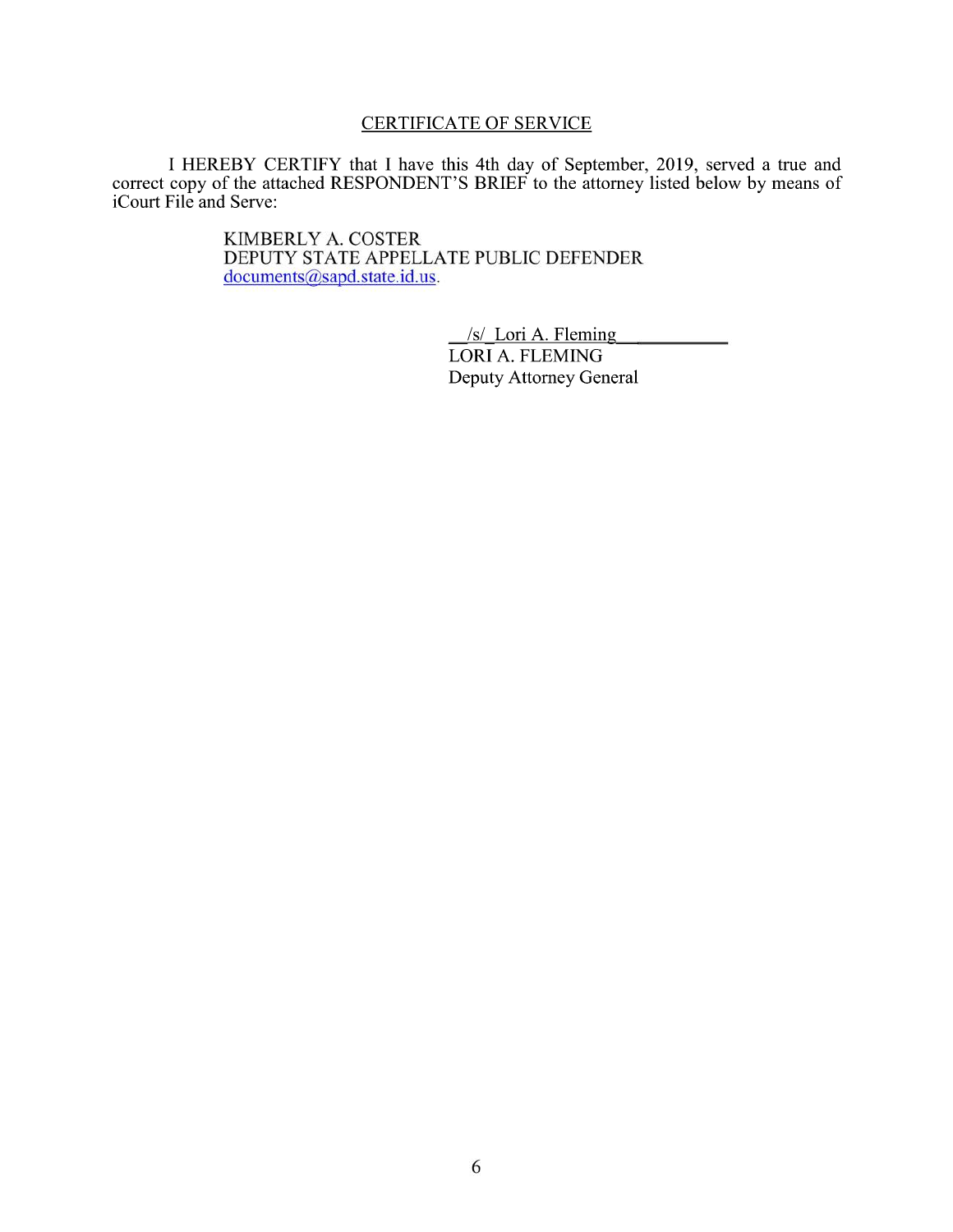CERTIFICATE OF SERVICE

I HEREBY CERTIFY that I have this 4th day of September, 2019, served a true and correct copy of the attached RESPONDENT'S BRIEF to the attorney listed below by means of iCourt File and Serve:

KIMBERLY A. COSTER
DEPUTY STATE APPELLATE PUBLIC DEFENDER
documents@sapd.state.id.us.

/s/ Lori A. Fleming
LORI A. FLEMING
Deputy Attorney General